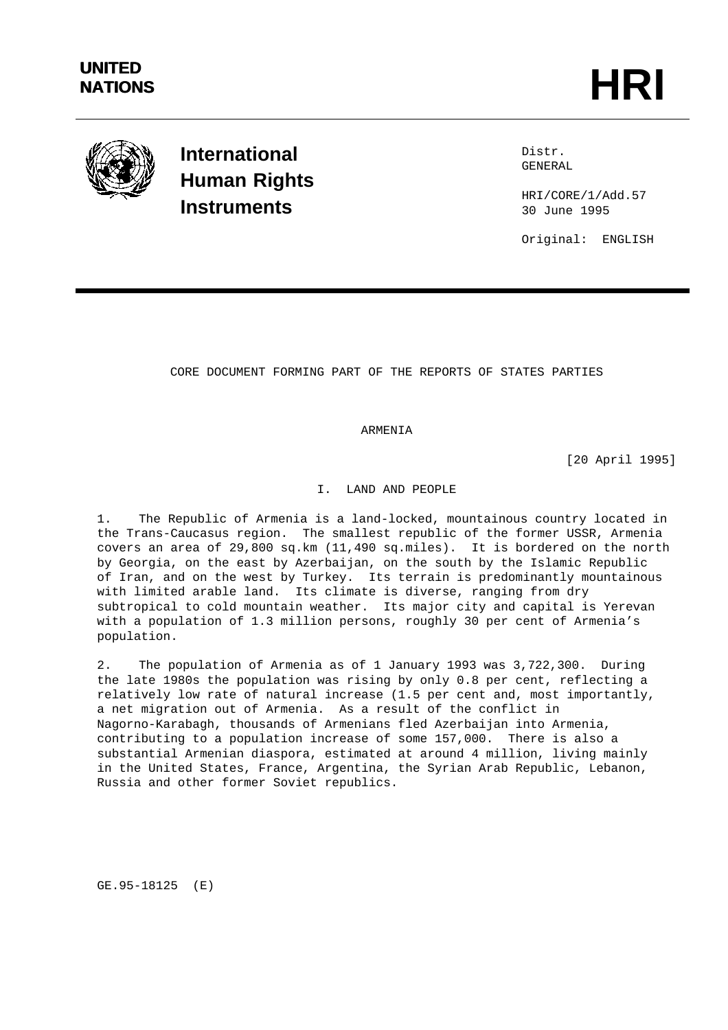UNITED NATIONS

# HRI

**International Human Rights Instruments**

Distr.
GENERAL

HRI/CORE/1/Add.57
30 June 1995

Original: ENGLISH

CORE DOCUMENT FORMING PART OF THE REPORTS OF STATES PARTIES

ARMENIA

[20 April 1995]

## I. LAND AND PEOPLE

1. The Republic of Armenia is a land-locked, mountainous country located in the Trans-Caucasus region. The smallest republic of the former USSR, Armenia covers an area of 29,800 sq.km (11,490 sq.miles). It is bordered on the north by Georgia, on the east by Azerbaijan, on the south by the Islamic Republic of Iran, and on the west by Turkey. Its terrain is predominantly mountainous with limited arable land. Its climate is diverse, ranging from dry subtropical to cold mountain weather. Its major city and capital is Yerevan with a population of 1.3 million persons, roughly 30 per cent of Armenia's population.

2. The population of Armenia as of 1 January 1993 was 3,722,300. During the late 1980s the population was rising by only 0.8 per cent, reflecting a relatively low rate of natural increase (1.5 per cent and, most importantly, a net migration out of Armenia. As a result of the conflict in Nagorno-Karabagh, thousands of Armenians fled Azerbaijan into Armenia, contributing to a population increase of some 157,000. There is also a substantial Armenian diaspora, estimated at around 4 million, living mainly in the United States, France, Argentina, the Syrian Arab Republic, Lebanon, Russia and other former Soviet republics.

GE.95-18125 (E)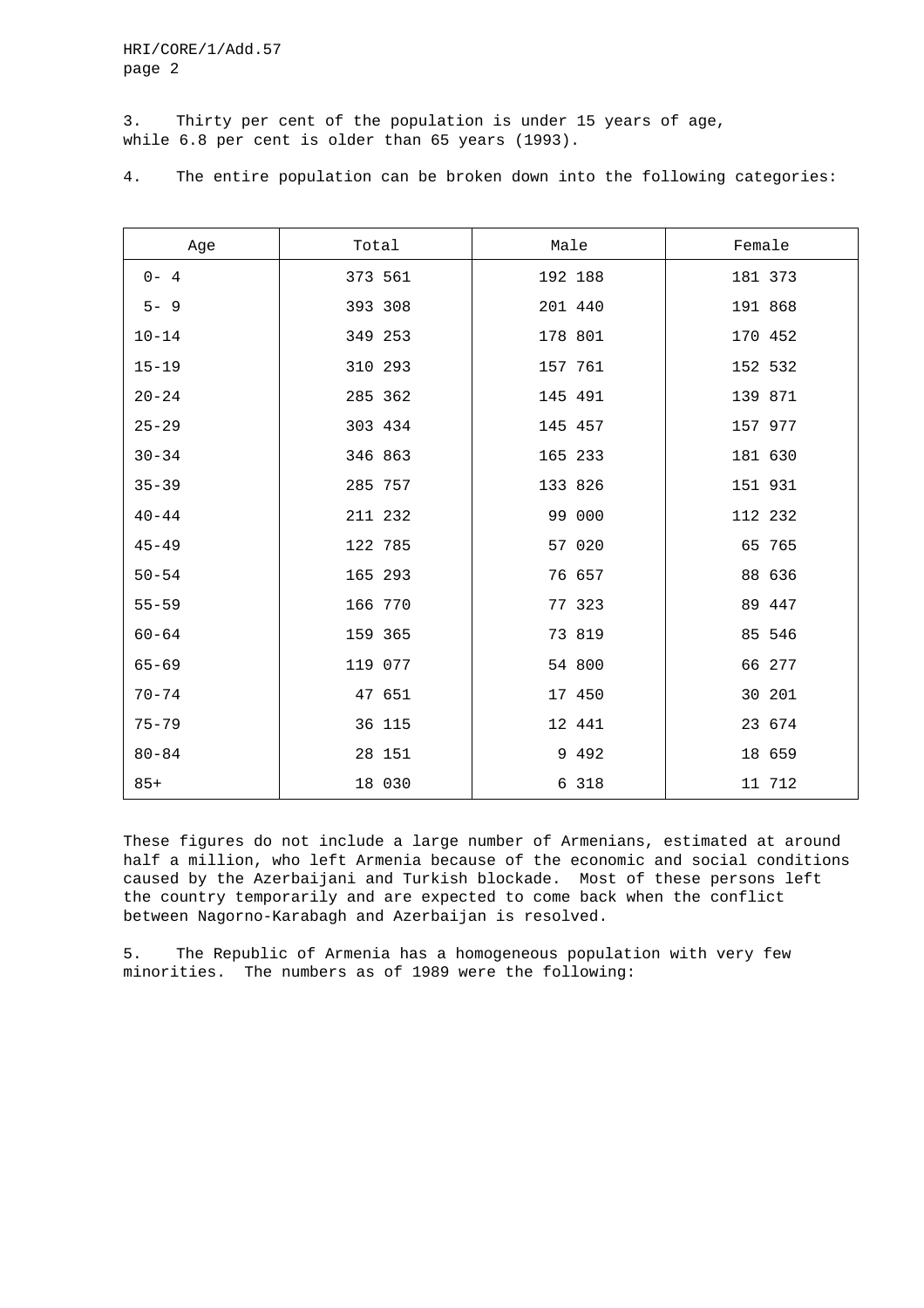3. Thirty per cent of the population is under 15 years of age, while 6.8 per cent is older than 65 years (1993).

4. The entire population can be broken down into the following categories:

| Age | Total | Male | Female |
|---|---|---|---|
| 0- 4 | 373 561 | 192 188 | 181 373 |
| 5- 9 | 393 308 | 201 440 | 191 868 |
| 10-14 | 349 253 | 178 801 | 170 452 |
| 15-19 | 310 293 | 157 761 | 152 532 |
| 20-24 | 285 362 | 145 491 | 139 871 |
| 25-29 | 303 434 | 145 457 | 157 977 |
| 30-34 | 346 863 | 165 233 | 181 630 |
| 35-39 | 285 757 | 133 826 | 151 931 |
| 40-44 | 211 232 | 99 000 | 112 232 |
| 45-49 | 122 785 | 57 020 | 65 765 |
| 50-54 | 165 293 | 76 657 | 88 636 |
| 55-59 | 166 770 | 77 323 | 89 447 |
| 60-64 | 159 365 | 73 819 | 85 546 |
| 65-69 | 119 077 | 54 800 | 66 277 |
| 70-74 | 47 651 | 17 450 | 30 201 |
| 75-79 | 36 115 | 12 441 | 23 674 |
| 80-84 | 28 151 | 9 492 | 18 659 |
| 85+ | 18 030 | 6 318 | 11 712 |

These figures do not include a large number of Armenians, estimated at around half a million, who left Armenia because of the economic and social conditions caused by the Azerbaijani and Turkish blockade. Most of these persons left the country temporarily and are expected to come back when the conflict between Nagorno-Karabagh and Azerbaijan is resolved.

5. The Republic of Armenia has a homogeneous population with very few minorities. The numbers as of 1989 were the following: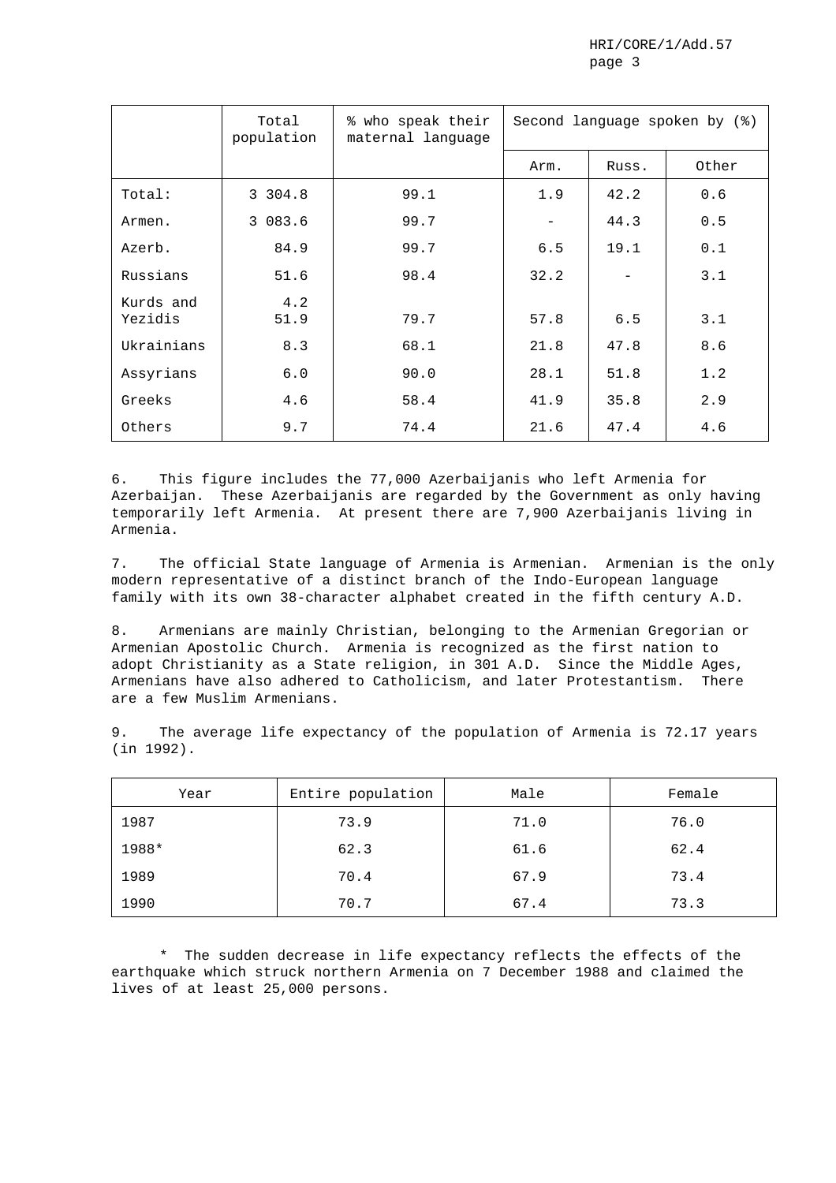|  | Total population | % who speak their maternal language | Second language spoken by (%) | | |
|---|---|---|---|---|---|
|  |  |  | Arm. | Russ. | Other |
| Total: | 3 304.8 | 99.1 | 1.9 | 42.2 | 0.6 |
| Armen. | 3 083.6 | 99.7 | - | 44.3 | 0.5 |
| Azerb. | 84.9 | 99.7 | 6.5 | 19.1 | 0.1 |
| Russians | 51.6 | 98.4 | 32.2 | - | 3.1 |
| Kurds and Yezidis | 4.2 51.9 | 79.7 | 57.8 | 6.5 | 3.1 |
| Ukrainians | 8.3 | 68.1 | 21.8 | 47.8 | 8.6 |
| Assyrians | 6.0 | 90.0 | 28.1 | 51.8 | 1.2 |
| Greeks | 4.6 | 58.4 | 41.9 | 35.8 | 2.9 |
| Others | 9.7 | 74.4 | 21.6 | 47.4 | 4.6 |

6. This figure includes the 77,000 Azerbaijanis who left Armenia for Azerbaijan. These Azerbaijanis are regarded by the Government as only having temporarily left Armenia. At present there are 7,900 Azerbaijanis living in Armenia.

7. The official State language of Armenia is Armenian. Armenian is the only modern representative of a distinct branch of the Indo-European language family with its own 38-character alphabet created in the fifth century A.D.

8. Armenians are mainly Christian, belonging to the Armenian Gregorian or Armenian Apostolic Church. Armenia is recognized as the first nation to adopt Christianity as a State religion, in 301 A.D. Since the Middle Ages, Armenians have also adhered to Catholicism, and later Protestantism. There are a few Muslim Armenians.

9. The average life expectancy of the population of Armenia is 72.17 years (in 1992).

| Year | Entire population | Male | Female |
|---|---|---|---|
| 1987 | 73.9 | 71.0 | 76.0 |
| 1988* | 62.3 | 61.6 | 62.4 |
| 1989 | 70.4 | 67.9 | 73.4 |
| 1990 | 70.7 | 67.4 | 73.3 |

\* The sudden decrease in life expectancy reflects the effects of the earthquake which struck northern Armenia on 7 December 1988 and claimed the lives of at least 25,000 persons.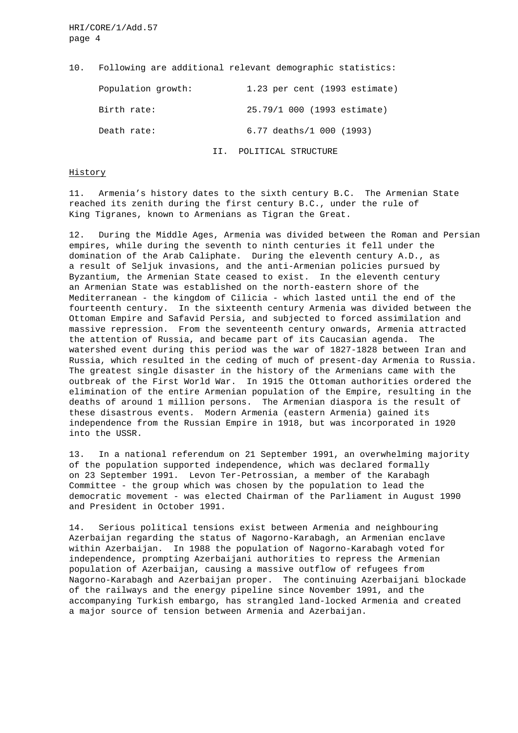10. Following are additional relevant demographic statistics:

| | |
|---|---|
| Population growth: | 1.23 per cent (1993 estimate) |
| Birth rate: | 25.79/1 000 (1993 estimate) |
| Death rate: | 6.77 deaths/1 000 (1993) |

## II. POLITICAL STRUCTURE

### History

11. Armenia's history dates to the sixth century B.C. The Armenian State reached its zenith during the first century B.C., under the rule of King Tigranes, known to Armenians as Tigran the Great.

12. During the Middle Ages, Armenia was divided between the Roman and Persian empires, while during the seventh to ninth centuries it fell under the domination of the Arab Caliphate. During the eleventh century A.D., as a result of Seljuk invasions, and the anti-Armenian policies pursued by Byzantium, the Armenian State ceased to exist. In the eleventh century an Armenian State was established on the north-eastern shore of the Mediterranean - the kingdom of Cilicia - which lasted until the end of the fourteenth century. In the sixteenth century Armenia was divided between the Ottoman Empire and Safavid Persia, and subjected to forced assimilation and massive repression. From the seventeenth century onwards, Armenia attracted the attention of Russia, and became part of its Caucasian agenda. The watershed event during this period was the war of 1827-1828 between Iran and Russia, which resulted in the ceding of much of present-day Armenia to Russia. The greatest single disaster in the history of the Armenians came with the outbreak of the First World War. In 1915 the Ottoman authorities ordered the elimination of the entire Armenian population of the Empire, resulting in the deaths of around 1 million persons. The Armenian diaspora is the result of these disastrous events. Modern Armenia (eastern Armenia) gained its independence from the Russian Empire in 1918, but was incorporated in 1920 into the USSR.

13. In a national referendum on 21 September 1991, an overwhelming majority of the population supported independence, which was declared formally on 23 September 1991. Levon Ter-Petrossian, a member of the Karabagh Committee - the group which was chosen by the population to lead the democratic movement - was elected Chairman of the Parliament in August 1990 and President in October 1991.

14. Serious political tensions exist between Armenia and neighbouring Azerbaijan regarding the status of Nagorno-Karabagh, an Armenian enclave within Azerbaijan. In 1988 the population of Nagorno-Karabagh voted for independence, prompting Azerbaijani authorities to repress the Armenian population of Azerbaijan, causing a massive outflow of refugees from Nagorno-Karabagh and Azerbaijan proper. The continuing Azerbaijani blockade of the railways and the energy pipeline since November 1991, and the accompanying Turkish embargo, has strangled land-locked Armenia and created a major source of tension between Armenia and Azerbaijan.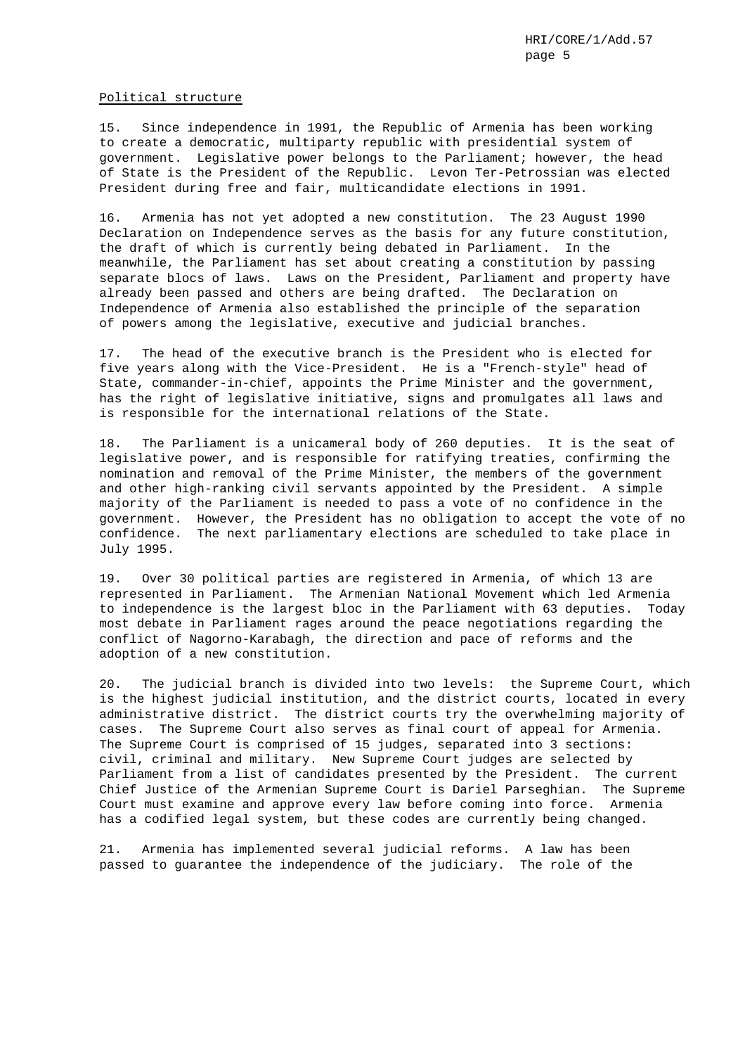Political structure

15. Since independence in 1991, the Republic of Armenia has been working to create a democratic, multiparty republic with presidential system of government. Legislative power belongs to the Parliament; however, the head of State is the President of the Republic. Levon Ter-Petrossian was elected President during free and fair, multicandidate elections in 1991.

16. Armenia has not yet adopted a new constitution. The 23 August 1990 Declaration on Independence serves as the basis for any future constitution, the draft of which is currently being debated in Parliament. In the meanwhile, the Parliament has set about creating a constitution by passing separate blocs of laws. Laws on the President, Parliament and property have already been passed and others are being drafted. The Declaration on Independence of Armenia also established the principle of the separation of powers among the legislative, executive and judicial branches.

17. The head of the executive branch is the President who is elected for five years along with the Vice-President. He is a "French-style" head of State, commander-in-chief, appoints the Prime Minister and the government, has the right of legislative initiative, signs and promulgates all laws and is responsible for the international relations of the State.

18. The Parliament is a unicameral body of 260 deputies. It is the seat of legislative power, and is responsible for ratifying treaties, confirming the nomination and removal of the Prime Minister, the members of the government and other high-ranking civil servants appointed by the President. A simple majority of the Parliament is needed to pass a vote of no confidence in the government. However, the President has no obligation to accept the vote of no confidence. The next parliamentary elections are scheduled to take place in July 1995.

19. Over 30 political parties are registered in Armenia, of which 13 are represented in Parliament. The Armenian National Movement which led Armenia to independence is the largest bloc in the Parliament with 63 deputies. Today most debate in Parliament rages around the peace negotiations regarding the conflict of Nagorno-Karabagh, the direction and pace of reforms and the adoption of a new constitution.

20. The judicial branch is divided into two levels: the Supreme Court, which is the highest judicial institution, and the district courts, located in every administrative district. The district courts try the overwhelming majority of cases. The Supreme Court also serves as final court of appeal for Armenia. The Supreme Court is comprised of 15 judges, separated into 3 sections: civil, criminal and military. New Supreme Court judges are selected by Parliament from a list of candidates presented by the President. The current Chief Justice of the Armenian Supreme Court is Dariel Parseghian. The Supreme Court must examine and approve every law before coming into force. Armenia has a codified legal system, but these codes are currently being changed.

21. Armenia has implemented several judicial reforms. A law has been passed to guarantee the independence of the judiciary. The role of the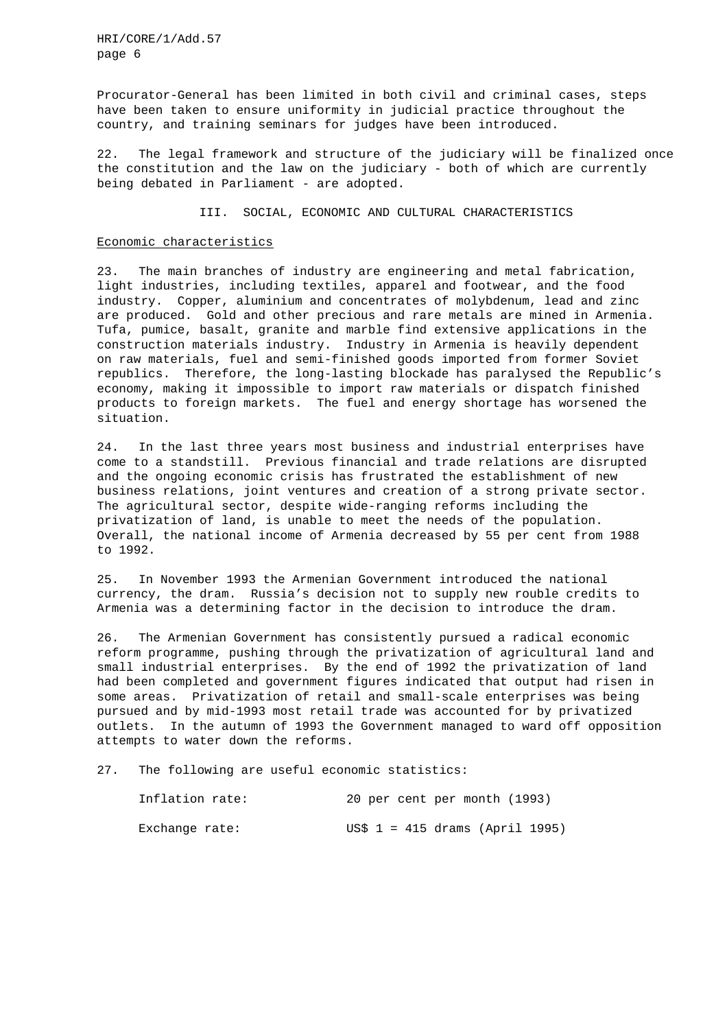Procurator-General has been limited in both civil and criminal cases, steps have been taken to ensure uniformity in judicial practice throughout the country, and training seminars for judges have been introduced.

22. The legal framework and structure of the judiciary will be finalized once the constitution and the law on the judiciary - both of which are currently being debated in Parliament - are adopted.

## III. SOCIAL, ECONOMIC AND CULTURAL CHARACTERISTICS

### Economic characteristics

23. The main branches of industry are engineering and metal fabrication, light industries, including textiles, apparel and footwear, and the food industry. Copper, aluminium and concentrates of molybdenum, lead and zinc are produced. Gold and other precious and rare metals are mined in Armenia. Tufa, pumice, basalt, granite and marble find extensive applications in the construction materials industry. Industry in Armenia is heavily dependent on raw materials, fuel and semi-finished goods imported from former Soviet republics. Therefore, the long-lasting blockade has paralysed the Republic's economy, making it impossible to import raw materials or dispatch finished products to foreign markets. The fuel and energy shortage has worsened the situation.

24. In the last three years most business and industrial enterprises have come to a standstill. Previous financial and trade relations are disrupted and the ongoing economic crisis has frustrated the establishment of new business relations, joint ventures and creation of a strong private sector. The agricultural sector, despite wide-ranging reforms including the privatization of land, is unable to meet the needs of the population. Overall, the national income of Armenia decreased by 55 per cent from 1988 to 1992.

25. In November 1993 the Armenian Government introduced the national currency, the dram. Russia's decision not to supply new rouble credits to Armenia was a determining factor in the decision to introduce the dram.

26. The Armenian Government has consistently pursued a radical economic reform programme, pushing through the privatization of agricultural land and small industrial enterprises. By the end of 1992 the privatization of land had been completed and government figures indicated that output had risen in some areas. Privatization of retail and small-scale enterprises was being pursued and by mid-1993 most retail trade was accounted for by privatized outlets. In the autumn of 1993 the Government managed to ward off opposition attempts to water down the reforms.

27. The following are useful economic statistics:

| | |
|---|---|
| Inflation rate: | 20 per cent per month (1993) |
| Exchange rate: | US$ 1 = 415 drams (April 1995) |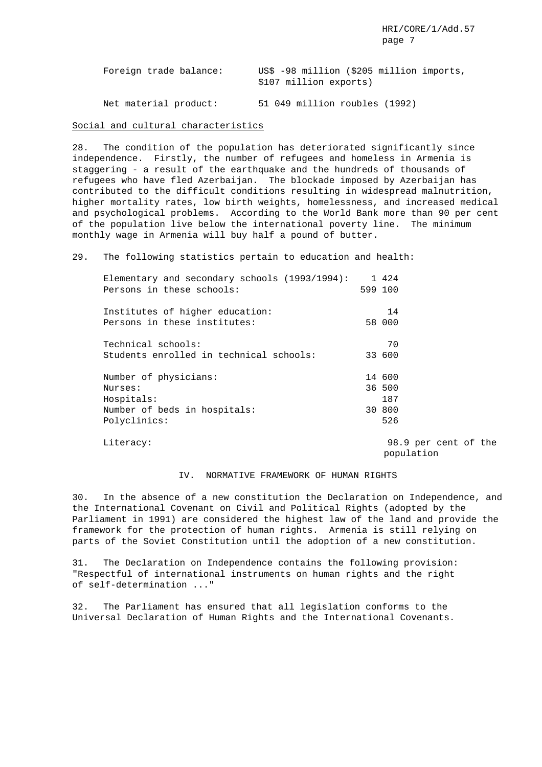| | |
|---|---|
| Foreign trade balance: | US$ -98 million ($205 million imports, $107 million exports) |
| Net material product: | 51 049 million roubles (1992) |

Social and cultural characteristics

28. The condition of the population has deteriorated significantly since independence. Firstly, the number of refugees and homeless in Armenia is staggering - a result of the earthquake and the hundreds of thousands of refugees who have fled Azerbaijan. The blockade imposed by Azerbaijan has contributed to the difficult conditions resulting in widespread malnutrition, higher mortality rates, low birth weights, homelessness, and increased medical and psychological problems. According to the World Bank more than 90 per cent of the population live below the international poverty line. The minimum monthly wage in Armenia will buy half a pound of butter.

29. The following statistics pertain to education and health:

| | |
|---|---|
| Elementary and secondary schools (1993/1994): | 1 424 |
| Persons in these schools: | 599 100 |
| Institutes of higher education: | 14 |
| Persons in these institutes: | 58 000 |
| Technical schools: | 70 |
| Students enrolled in technical schools: | 33 600 |
| Number of physicians: | 14 600 |
| Nurses: | 36 500 |
| Hospitals: | 187 |
| Number of beds in hospitals: | 30 800 |
| Polyclinics: | 526 |
| Literacy: | 98.9 per cent of the population |

## IV. NORMATIVE FRAMEWORK OF HUMAN RIGHTS

30. In the absence of a new constitution the Declaration on Independence, and the International Covenant on Civil and Political Rights (adopted by the Parliament in 1991) are considered the highest law of the land and provide the framework for the protection of human rights. Armenia is still relying on parts of the Soviet Constitution until the adoption of a new constitution.

31. The Declaration on Independence contains the following provision: "Respectful of international instruments on human rights and the right of self-determination ..."

32. The Parliament has ensured that all legislation conforms to the Universal Declaration of Human Rights and the International Covenants.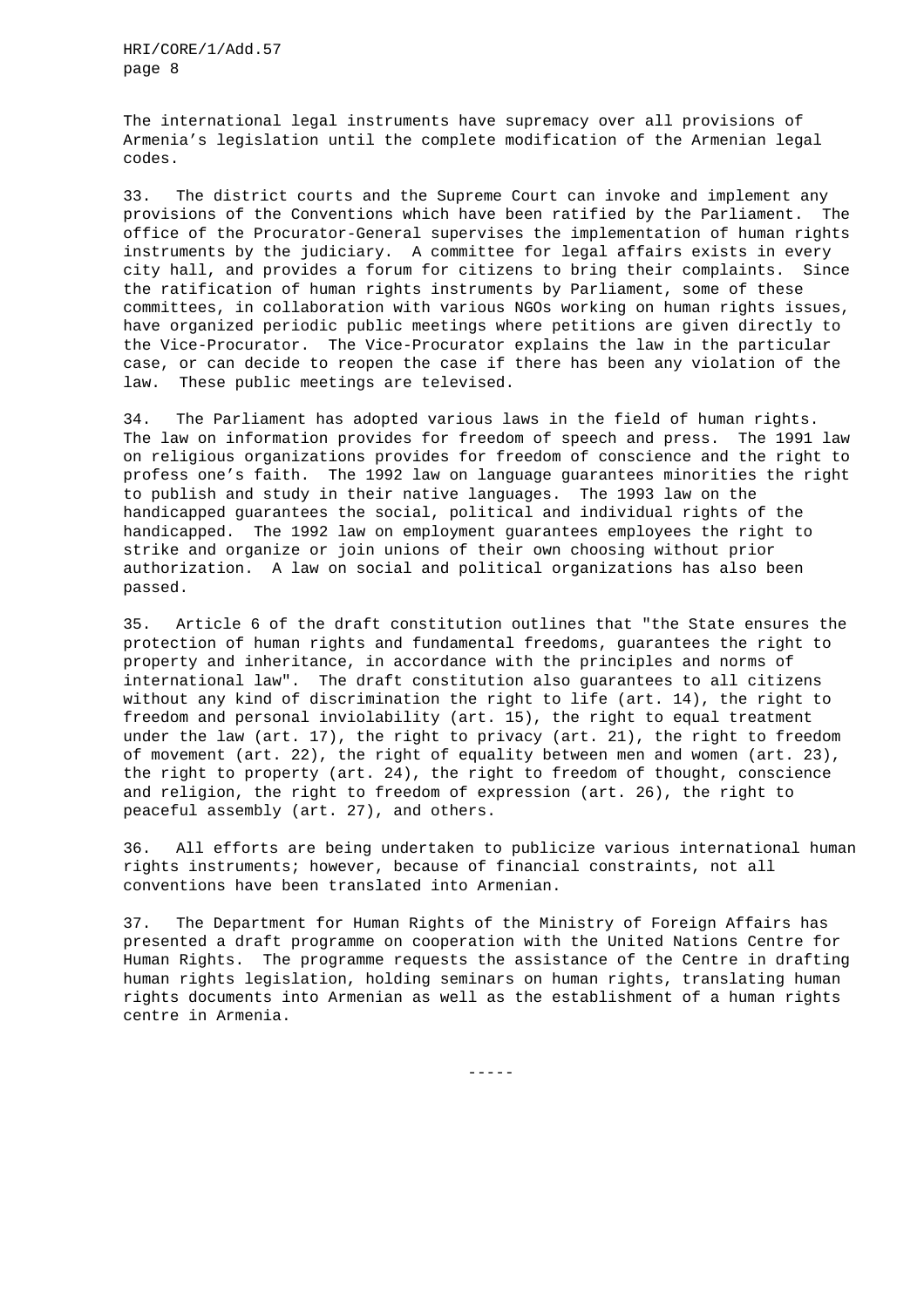The international legal instruments have supremacy over all provisions of Armenia’s legislation until the complete modification of the Armenian legal codes.

33. The district courts and the Supreme Court can invoke and implement any provisions of the Conventions which have been ratified by the Parliament. The office of the Procurator-General supervises the implementation of human rights instruments by the judiciary. A committee for legal affairs exists in every city hall, and provides a forum for citizens to bring their complaints. Since the ratification of human rights instruments by Parliament, some of these committees, in collaboration with various NGOs working on human rights issues, have organized periodic public meetings where petitions are given directly to the Vice-Procurator. The Vice-Procurator explains the law in the particular case, or can decide to reopen the case if there has been any violation of the law. These public meetings are televised.

34. The Parliament has adopted various laws in the field of human rights. The law on information provides for freedom of speech and press. The 1991 law on religious organizations provides for freedom of conscience and the right to profess one’s faith. The 1992 law on language guarantees minorities the right to publish and study in their native languages. The 1993 law on the handicapped guarantees the social, political and individual rights of the handicapped. The 1992 law on employment guarantees employees the right to strike and organize or join unions of their own choosing without prior authorization. A law on social and political organizations has also been passed.

35. Article 6 of the draft constitution outlines that "the State ensures the protection of human rights and fundamental freedoms, guarantees the right to property and inheritance, in accordance with the principles and norms of international law". The draft constitution also guarantees to all citizens without any kind of discrimination the right to life (art. 14), the right to freedom and personal inviolability (art. 15), the right to equal treatment under the law (art. 17), the right to privacy (art. 21), the right to freedom of movement (art. 22), the right of equality between men and women (art. 23), the right to property (art. 24), the right to freedom of thought, conscience and religion, the right to freedom of expression (art. 26), the right to peaceful assembly (art. 27), and others.

36. All efforts are being undertaken to publicize various international human rights instruments; however, because of financial constraints, not all conventions have been translated into Armenian.

37. The Department for Human Rights of the Ministry of Foreign Affairs has presented a draft programme on cooperation with the United Nations Centre for Human Rights. The programme requests the assistance of the Centre in drafting human rights legislation, holding seminars on human rights, translating human rights documents into Armenian as well as the establishment of a human rights centre in Armenia.

-----